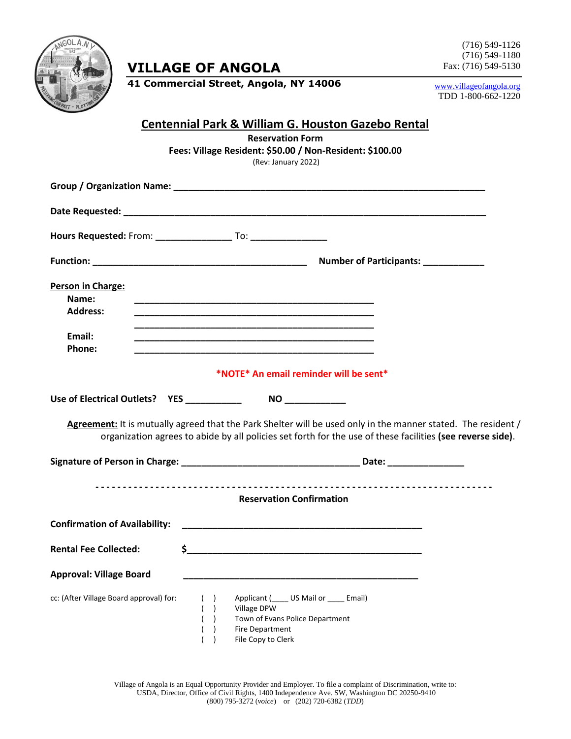(716) 549-1126
(716) 549-1180
Fax: (716) 549-5130

# VILLAGE OF ANGOLA

**41 Commercial Street, Angola, NY 14006**

www.villageofangola.org
TDD 1-800-662-1220

## Centennial Park & William G. Houston Gazebo Rental

**Reservation Form**

**Fees: Village Resident: $50.00 / Non-Resident: $100.00**

(Rev: January 2022)

**Group / Organization Name:** ____________________________________________________________

**Date Requested:** ______________________________________________________________________

**Hours Requested:** From: _______________ To: _______________

**Function:** __________________________________________ **Number of Participants:** ____________

**Person in Charge:**

**Name:** _______________________________________________

**Address:** _______________________________________________

_______________________________________________

**Email:** _______________________________________________

**Phone:** _______________________________________________

***NOTE* An email reminder will be sent***

**Use of Electrical Outlets? YES** ___________ **NO** ____________

**Agreement:** It is mutually agreed that the Park Shelter will be used only in the manner stated. The resident / organization agrees to abide by all policies set forth for the use of these facilities **(see reverse side)**.

**Signature of Person in Charge:** __________________________________ **Date:** _______________

- - - - - - - - - - - - - - - - - - - - - - - - - - - - - - - - - - - - - - - - - - - - - - - - - - - - - - - - - - - - -

**Reservation Confirmation**

**Confirmation of Availability:** _______________________________________________

**Rental Fee Collected:** $_______________________________________________

**Approval: Village Board** _______________________________________________

cc: (After Village Board approval) for:

- ( ) Applicant (____ US Mail or ____ Email)
- ( ) Village DPW
- ( ) Town of Evans Police Department
- ( ) Fire Department
- ( ) File Copy to Clerk

Village of Angola is an Equal Opportunity Provider and Employer. To file a complaint of Discrimination, write to: USDA, Director, Office of Civil Rights, 1400 Independence Ave. SW, Washington DC 20250-9410 (800) 795-3272 (*voice*) or (202) 720-6382 (*TDD*)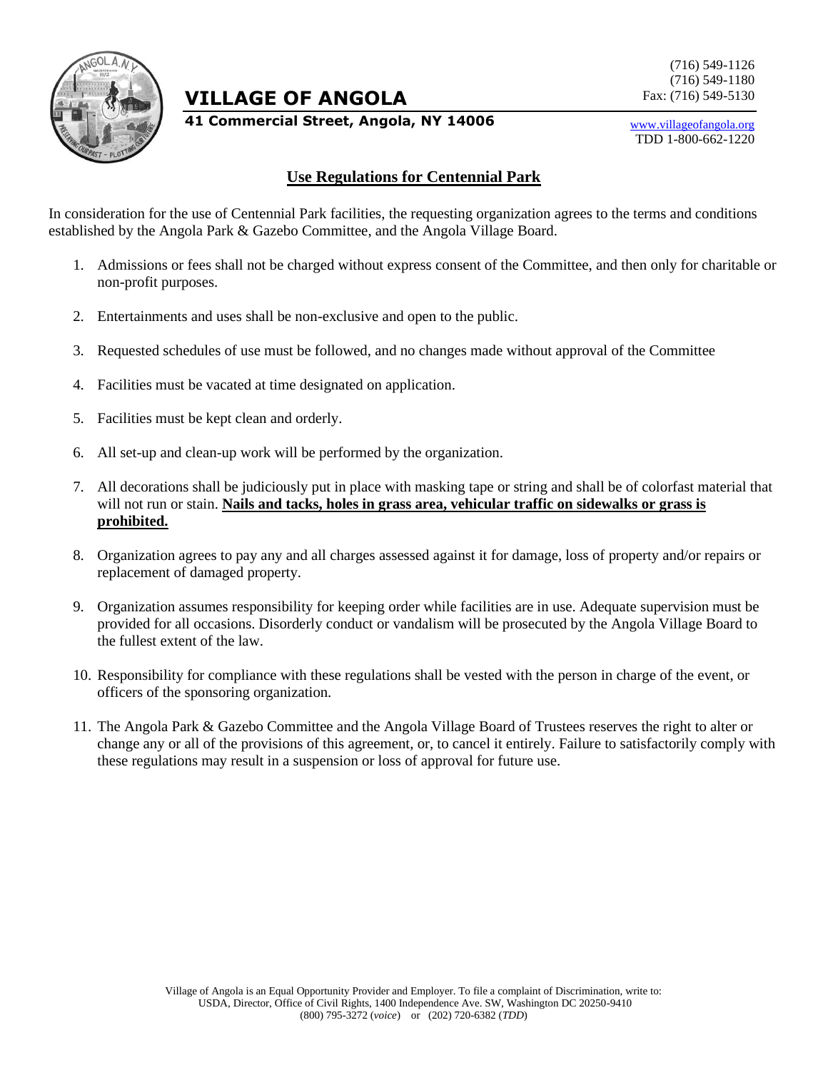# VILLAGE OF ANGOLA

**41 Commercial Street, Angola, NY 14006**

(716) 549-1126
(716) 549-1180
Fax: (716) 549-5130

www.villageofangola.org
TDD 1-800-662-1220

## Use Regulations for Centennial Park

In consideration for the use of Centennial Park facilities, the requesting organization agrees to the terms and conditions established by the Angola Park & Gazebo Committee, and the Angola Village Board.

1. Admissions or fees shall not be charged without express consent of the Committee, and then only for charitable or non-profit purposes.
2. Entertainments and uses shall be non-exclusive and open to the public.
3. Requested schedules of use must be followed, and no changes made without approval of the Committee
4. Facilities must be vacated at time designated on application.
5. Facilities must be kept clean and orderly.
6. All set-up and clean-up work will be performed by the organization.
7. All decorations shall be judiciously put in place with masking tape or string and shall be of colorfast material that will not run or stain. **Nails and tacks, holes in grass area, vehicular traffic on sidewalks or grass is prohibited.**
8. Organization agrees to pay any and all charges assessed against it for damage, loss of property and/or repairs or replacement of damaged property.
9. Organization assumes responsibility for keeping order while facilities are in use. Adequate supervision must be provided for all occasions. Disorderly conduct or vandalism will be prosecuted by the Angola Village Board to the fullest extent of the law.
10. Responsibility for compliance with these regulations shall be vested with the person in charge of the event, or officers of the sponsoring organization.
11. The Angola Park & Gazebo Committee and the Angola Village Board of Trustees reserves the right to alter or change any or all of the provisions of this agreement, or, to cancel it entirely. Failure to satisfactorily comply with these regulations may result in a suspension or loss of approval for future use.

Village of Angola is an Equal Opportunity Provider and Employer. To file a complaint of Discrimination, write to: USDA, Director, Office of Civil Rights, 1400 Independence Ave. SW, Washington DC 20250-9410 (800) 795-3272 (*voice*) or (202) 720-6382 (*TDD*)